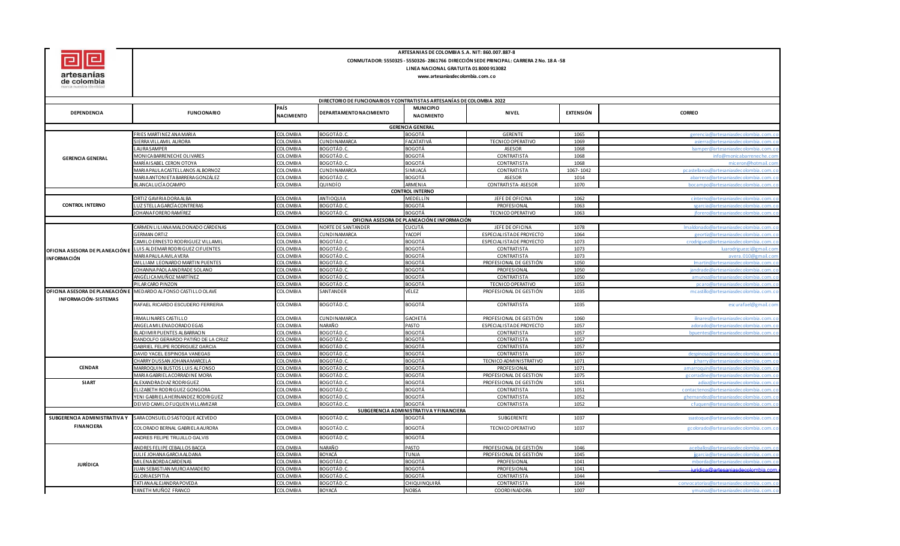artesanías de colombia
marca nuestra identidad

**ARTESANIAS DE COLOMBIA S.A. NIT: 860.007.887-8**

**CONMUTADOR: 5550325 - 5550326- 2861766 DIRECCIÓN SEDE PRINCIPAL: CARRERA 2 No. 18 A -58**

**LINEA NACIONAL GRATUITA 01 8000 913082**

**www.artesaniasdecolombia.com.co**

**DIRECTORIO DE FUNCIONARIOS Y CONTRATISTAS ARTESANÍAS DE COLOMBIA 2022**

| DEPENDENCIA | FUNCIONARIO | PAÍS NACIMIENTO | DEPARTAMENTO NACIMIENTO | MUNICIPIO NACIMIENTO | NIVEL | EXTENSIÓN | CORREO |
|---|---|---|---|---|---|---|---|
| **GERENCIA GENERAL** | | | | | | | |
| GERENCIA GENERAL | FRIES MARTINEZ ANA MARIA | COLOMBIA | BOGOTÁ D.C. | BOGOTÁ | GERENTE | 1065 | gerencia@artesaniasdecolombia.com.co |
| | SIERRA VILLAMIL AURORA | COLOMBIA | CUNDINAMARCA | FACATATIVÁ | TECNICO OPERATIVO | 1069 | asierra@artesaniasdecolombia.com.co |
| | LAURA SAMPER | COLOMBIA | BOGOTÁ D.C. | BOGOTÁ | ASESOR | 1068 | lsamper@artesaniasdecolombia.com.co |
| | MONICA BARRENECHE OLIVARES | COLOMBIA | BOGOTÁ D.C. | BOGOTÁ | CONTRATISTA | 1068 | info@monicabarreneche.com |
| | MARÍA ISABEL CERON OTOYA | COLOMBIA | BOGOTÁ D.C. | BOGOTÁ | CONTRATISTA | 1068 | miceron@hotmail.com |
| | MARIA PAULA CASTELLANOS ALBORNOZ | COLOMBIA | CUNDINAMARCA | SIMIJACÁ | CONTRATISTA | 1067- 1042 | pcastellanos@artesaniasdecolombia.com.co |
| | MARIA ANTONIETA BARRERA GONZÁLEZ | COLOMBIA | BOGOTÁ D.C. | BOGOTÁ | ASESOR | 1014 | abarrera@artesaniasdecolombia.com.co |
| | BLANCA LUCÍA OCAMPO | COLOMBIA | QUINDÍO | ARMENIA | CONTRATISTA- ASESOR | 1070 | bocampo@artesaniasdecolombia.com.co |
| **CONTROL INTERNO** | | | | | | | |
| CONTROL INTERNO | ORTIZ GAVIRIA DORA ALBA | COLOMBIA | ANTIOQUIA | MEDELLÍN | JEFE DE OFICINA | 1062 | cinterno@artesaniasdecolombia.com.co |
| | LUZ STELLA GARCÍA CONTRERAS | COLOMBIA | BOGOTÁ D.C. | BOGOTÁ | PROFESIONAL | 1063 | sgarcia@artesaniasdecolombia.com.co |
| | JOHANA FORERO RAMÍREZ | COLOMBIA | BOGOTÁ D.C. | BOGOTÁ | TECNICO OPERATIVO | 1063 | jforero@artesaniasdecolombia.com.co |
| **OFICINA ASESORA DE PLANEACIÓN E INFORMACIÓN** | | | | | | | |
| OFICINA ASESORA DE PLANEACIÓN E INFORMACIÓN | CARMEN LILIANA MALDONADO CÁRDENAS | COLOMBIA | NORTE DE SANTANDER | CUCUTÁ | JEFE DE OFICINA | 1078 | lmaldonado@artesaniasdecolombia.com.co |
| | GERMAN ORTIZ | COLOMBIA | CUNDINAMARCA | YACOPÍ | ESPECIALISTA DE PROYECTO | 1064 | geortiz@artesaniasdecolombia.com.co |
| | CAMILO ERNESTO RODRIGUEZ VILLAMIL | COLOMBIA | BOGOTÁ D.C. | BOGOTÁ | ESPECIALISTA DE PROYECTO | 1073 | crodriguez@artesaniasdecolombia.com.co |
| | LUIS ALDEMAR RODRIGUEZ CIFUENTES | COLOMBIA | BOGOTÁ D.C. | BOGOTÁ | CONTRATISTA | 1073 | luarodriguezci@gmail.com |
| | MARIA PAULA AVILA VERA | COLOMBIA | BOGOTÁ D.C. | BOGOTÁ | CONTRATISTA | 1073 | avera.010@gmail.com |
| | WILLIAM LEONARDO MARTIN PUENTES | COLOMBIA | BOGOTÁ D.C. | BOGOTÁ | PROFESIONAL DE GESTIÓN | 1050 | lmartin@artesaniasdecolombia.com.co |
| | JOHANNA PAOLA ANDRADE SOLANO | COLOMBIA | BOGOTÁ D.C. | BOGOTÁ | PROFESIONAL | 1050 | jandrade@artesaniasdecolombia.com.co |
| | ANGÉLICA MUÑOZ MARTÍNEZ | COLOMBIA | BOGOTÁ D.C. | BOGOTÁ | CONTRATISTA | 1050 | amunoz@artesaniasdecolombia.com.co |
| | PILAR CARO PINZON | COLOMBIA | BOGOTÁ D.C. | BOGOTÁ | TECNICO OPERATIVO | 1053 | pcaro@artesaniasdecolombia.com.co |
| OFICINA ASESORA DE PLANEACIÓN E INFORMACIÓN- SISTEMAS | MEDARDO ALFONSO CASTILLO OLAVE | COLOMBIA | SANTANDER | VÉLEZ | PROFESIONAL DE GESTIÓN | 1035 | mcastillo@artesaniasdecolombia.com.co |
| | RAFAEL RICARDO ESCUDERO FERRERIA | COLOMBIA | BOGOTÁ D.C. | BOGOTÁ | CONTRATISTA | 1035 | escurafael@gmail.com |
| | IRMA LINARES CASTILLO | COLOMBIA | CUNDINAMARCA | GACHETÁ | PROFESIONAL DE GESTIÓN | 1060 | ilinares@artesaniasdecolombia.com.co |
| | ANGELA MILENA DORADO EGAS | COLOMBIA | NARAÑO | PASTO | ESPECIALISTA DE PROYECTO | 1057 | adorado@artesaniasdecolombia.com.co |
| | BLADIMIR PUENTES ALBARRACIN | COLOMBIA | BOGOTÁ D.C. | BOGOTÁ | CONTRATISTA | 1057 | bpuentes@artesaniasdecolombia.com.co |
| | RANDOLFO GERARDO PATIÑO DE LA CRUZ | COLOMBIA | BOGOTÁ D.C. | BOGOTÁ | CONTRATISTA | 1057 | |
| | GABRIEL FELIPE RODRIGUEZ GARCIA | COLOMBIA | BOGOTÁ D.C. | BOGOTÁ | CONTRATISTA | 1057 | |
| | DAVID YACEL ESPINOSA VANEGAS | COLOMBIA | BOGOTÁ D.C. | BOGOTÁ | CONTRATISTA | 1057 | despinosa@artesaniasdecolombia.com.co |
| CENDAR | CHARRY DUSSAN JOHANA MARCELA | COLOMBIA | BOGOTÁ D.C. | BOGOTÁ | TECNICO ADMINISTRATIVO | 1071 | jcharry@artesaniasdecolombia.com.co |
| | MARROQUIN BUSTOS LUIS ALFONSO | COLOMBIA | BOGOTÁ D.C. | BOGOTÁ | PROFESIONAL | 1071 | amarroquin@artesaniasdecolombia.com.co |
| | MARIA GABRIELA CORRADINE MORA | COLOMBIA | BOGOTÁ D.C. | BOGOTÁ | PROFESIONAL DE GESTION | 1075 | gcorradine@artesaniasdecolombia.com.co |
| SIART | ALEXANDRA DIAZ RODRIGUEZ | COLOMBIA | BOGOTÁ D.C. | BOGOTÁ | PROFESIONAL DE GESTIÓN | 1051 | adiaz@artesaniasdecolombia.com.co |
| | ELIZABETH RODRIGUEZ GONGORA | COLOMBIA | BOGOTÁ D.C. | BOGOTÁ | CONTRATISTA | 1051 | contactenos@artesaniasdecolombia.com.co |
| | YENI GABRIELA HERNANDEZ RODRIGUEZ | COLOMBIA | BOGOTÁ D.C. | BOGOTÁ | CONTRATISTA | 1052 | ghernandez@artesaniasdecolombia.com.co |
| | DEIVID CAMILO FUQUEN VILLAMIZAR | COLOMBIA | BOGOTÁ D.C. | BOGOTÁ | CONTRATISTA | 1052 | cfuquen@artesaniasdecolombia.com.co |
| **SUBGERENCIA ADMINISTRATIVA Y FINANCIERA** | | | | | | | |
| SUBGERENCIA ADMINISTRATIVA Y FINANCIERA | SARA CONSUELO SASTOQUE ACEVEDO | COLOMBIA | BOGOTÁ D.C. | BOGOTÁ | SUBGERENTE | 1037 | ssastoque@artesaniasdecolombia.com.co |
| | COLORADO BERNAL GABRIELA AURORA | COLOMBIA | BOGOTÁ D.C. | BOGOTÁ | TECNICO OPERATIVO | 1037 | gcolorado@artesaniasdecolombia.com.co |
| | ANDRES FELIPE TRUJILLO GALVIS | COLOMBIA | BOGOTÁ D.C. | BOGOTÁ | | | |
| JURÍDICA | ANDRES FELIPE CEBALLOS BACCA | COLOMBIA | NARAÑO | PASTO | PROFESIONAL DE GESTIÓN | 1046 | aceballos@artesaniasdecolombia.com.co |
| | JULIE JOHANA GARCIA ALDANA | COLOMBIA | BOYACÁ | TUNJA | PROFESIONAL DE GESTIÓN | 1045 | jjgarcia@artesaniasdecolombia.com.co |
| | MILENA BORDA CARDENAS | COLOMBIA | BOGOTÁ D.C. | BOGOTÁ | PROFESIONAL | 1041 | mborda@artesaniasdecolombia.com.co |
| | JUAN SEBASTIAN MURCIA MADERO | COLOMBIA | BOGOTÁ D.C. | BOGOTÁ | PROFESIONAL | 1041 | juridica@artesaniasdecolombia.com.co |
| | GLORIA ESPITIA | COLOMBIA | BOGOTÁ D.C. | BOGOTÁ | CONTRATISTA | 1044 | |
| | TATIANA ALEJANDRA POVEDA | COLOMBIA | BOGOTÁ D.C. | CHIQUINQUIRÁ | CONTRATISTA | 1044 | convocatorias@artesaniasdecolombia.com.co |
| | YANETH MUÑOZ FRANCO | COLOMBIA | BOYACÁ | NOBSA | COORDINADORA | 1007 | ymunoz@artesaniasdecolombia.com.co |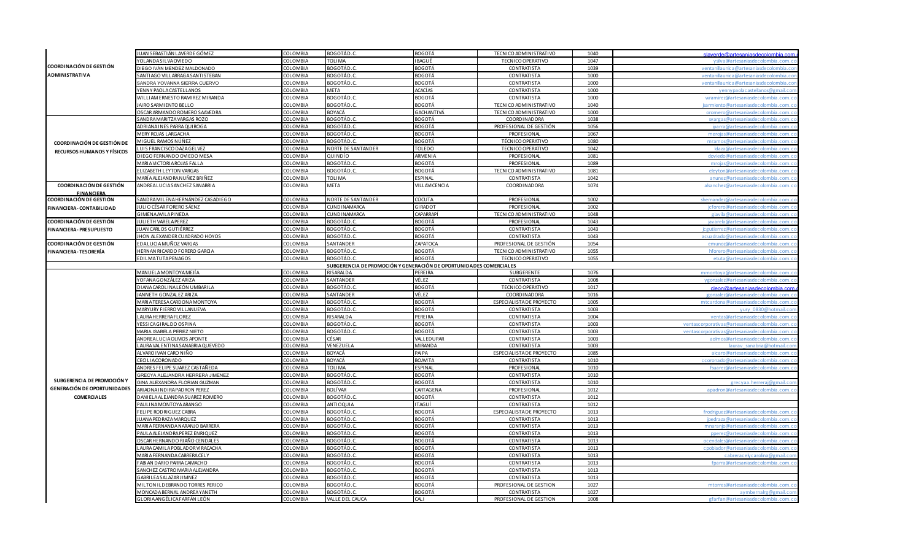| | | | | | | | |
|---|---|---|---|---|---|---|---|
| COORDINACIÓN DE GESTIÓN ADMINISTRATIVA | JUAN SEBASTIÁN LAVERDE GÓMEZ | COLOMBIA | BOGOTÁ D.C. | BOGOTÁ | TECNICO ADMINISTRATIVO | 1040 | slaverde@artesaniasdecolombia.com. |
| | YOLANDA SILVA OVIEDO | COLOMBIA | TOLIMA | IBAGUÉ | TECNICO OPERATIVO | 1047 | ysilva@artesaniasdecolombia.com.co |
| | DIEGO IVÁN MENDEZ MALDONADO | COLOMBIA | BOGOTÁ D.C. | BOGOTÁ | CONTRATISTA | 1039 | ventanillaunica@artesaniasdecolombia.com |
| | SANTIAGO VILLARRAGA SANTISTEBAN | COLOMBIA | BOGOTÁ D.C. | BOGOTÁ | CONTRATISTA | 1000 | ventanillaunica@artesaniasdecolombia.com |
| | SANDRA YOVANNA SIERRA CUERVO | COLOMBIA | BOGOTÁ D.C. | BOGOTÁ | CONTRATISTA | 1000 | ventanillaunica@artesaniasdecolombia.com |
| | YENNY PAOLA CASTELLANOS | COLOMBIA | META | ACACÍAS | CONTRATISTA | 1000 | yennypaolacastellanos@gmail.com |
| | WILLIAM ERNESTO RAMIREZ MIRANDA | COLOMBIA | BOGOTÁ D.C. | BOGOTÁ | CONTRATISTA | 1000 | wramirez@artesaniasdecolombia.com.co |
| | JAIRO SARMIENTO BELLO | COLOMBIA | BOGOTÁ D.C. | BOGOTÁ | TECNICO ADMINISTRATIVO | 1040 | jsarmiento@artesaniasdecolombia.com.co |
| | OSCAR ARMANDO ROMERO SAAVEDRA | COLOMBIA | BOYACÁ | GACHANTIVÁ | TECNICO ADMINISTRATIVO | 1000 | oromero@artesaniasdecolombia.com.co |
| COORDINACIÓN DE GESTIÓN DE RECURSOS HUMANOS Y FÍSICOS | SANDRA MARITZA VARGAS ROZO | COLOMBIA | BOGOTÁ D.C. | BOGOTÁ | COORDINADORA | 1038 | svargas@artesaniasdecolombia.com.co |
| | ADRIANA INES PARRA QUIROGA | COLOMBIA | BOGOTÁ D.C. | BOGOTÁ | PROFESIONAL DE GESTIÓN | 1056 | iparra@artesaniasdecolombia.com.co |
| | MERY ROJAS LARGACHA | COLOMBIA | BOGOTÁ D.C. | BOGOTÁ | PROFESIONAL | 1067 | merojas@artesaniasdecolombia.com.co |
| | MIGUEL RAMOS NÚÑEZ | COLOMBIA | BOGOTÁ D.C. | BOGOTÁ | TÉCNICO OPERATIVO | 1080 | mramos@artesaniasdecolombia.com.co |
| | LUIS FRANCISCO DAZA GELVEZ | COLOMBIA | NORTE DE SANTANDER | TOLEDO | TECNICO OPERATIVO | 1042 | ldaza@artesaniasdecolombia.com.co |
| | DIEGO FERNANDO OVIEDO MESA | COLOMBIA | QUINDÍO | ARMENIA | PROFESIONAL | 1081 | doviedo@artesaniasdecolombia.com.co |
| | MARIA VICTORIA ROJAS FALLA | COLOMBIA | BOGOTÁ D.C. | BOGOTÁ | PROFESIONAL | 1089 | mrojas@artesaniasdecolombia.com.co |
| | ELIZABETH LEYTON VARGAS | COLOMBIA | BOGOTÁ D.C. | BOGOTÁ | TECNICO ADMINISTRATIVO | 1081 | eleyton@artesaniasdecolombia.com.co |
| | MARÍA ALEJANDRA NUÑEZ BRIÑEZ | COLOMBIA | TOLIMA | ESPINAL | CONTRATISTA | 1042 | anunez@artesaniasdecolombia.com.co |
| COORDINACIÓN DE GESTIÓN FINANCIERA | ANDREA LUCIA SANCHEZ SANABRIA | COLOMBIA | META | VILLAVICENCIA | COORDINADORA | 1074 | alsanchez@artesaniasdecolombia.com.co |
| COORDINACIÓN DE GESTIÓN FINANCIERA - CONTABILIDAD | SANDRA MILENA HERNÁNDEZ CASADIEGO | COLOMBIA | NORTE DE SANTANDER | CÚCUTA | PROFESIONAL | 1002 | shernandez@artesaniasdecolombia.com.co |
| | JULIO CÉSAR FORERO SÁENZ | COLOMBIA | CUNDINAMARCA | GIRADOT | PROFESIONAL | 1002 | jcforero@artesaniasdecolombia.com.co |
| | GIMENA AVILA PINEDA | COLOMBIA | CUNDINAMARCA | CAPARRAPÍ | TECNICO ADMINISTRATIVO | 1048 | gjavila@artesaniasdecolombia.com.co |
| COORDINACIÓN DE GESTIÓN FINANCIERA - PRESUPUESTO | JULIETH VARELA PEREZ | COLOMBIA | BOGOTÁ D.C. | BOGOTÁ | PROFESIONAL | 1043 | javarela@artesaniasdecolombia.com.co |
| | JUAN CARLOS GUTIÉRREZ | COLOMBIA | BOGOTÁ D.C. | BOGOTÁ | CONTRATISTA | 1043 | jcgutierrez@artesaniasdecolombia.com.co |
| | JHON ALEXANDER CUADRADO HOYOS | COLOMBIA | BOGOTÁ D.C. | BOGOTÁ | CONTRATISTA | 1043 | acuadrado@artesaniasdecolombia.com.co |
| COORDINACIÓN DE GESTIÓN FINANCIERA - TESORERÍA | EDA LUCIA MUÑOZ VARGAS | COLOMBIA | SANTANDER | ZAPATOCA | PROFESIONAL DE GESTIÓN | 1054 | emunoz@artesaniasdecolombia.com.co |
| | HERNAN RICARDO FORERO GARCIA | COLOMBIA | BOGOTÁ D.C. | BOGOTÁ | TECNICO ADMINISTRATIVO | 1055 | hforero@artesaniasdecolombia.com.co |
| | EDIL MATUTA PENAGOS | COLOMBIA | BOGOTÁ D.C. | BOGOTÁ | TECNICO OPERATIVO | 1055 | etuta@artesaniasdecolombia.com.co |
| | | | SUBGERENCIA DE PROMOCIÓN Y GENERACIÓN DE OPORTUNIDADES COMERCIALES | | | | |
| SUBGERENCIA DE PROMOCIÓN Y GENERACIÓN DE OPORTUNIDADES COMERCIALES | MANUELA MONTOYA MEJÍA | COLOMBIA | RISARALDA | PEREIRA | SUBGERENTE | 1076 | mmontoya@artesaniasdecolombia.com.co |
| | YOFANA GONZÁLEZ ARIZA | COLOMBIA | SANTANDER | VÉLEZ | CONTRATISTA | 1008 | ygonzalez@artesaniasdecolombia.com.co |
| | DIANA CAROLINA LEÓN UMBARILA | COLOMBIA | BOGOTÁ D.C. | BOGOTÁ | TECNICO OPERATIVO | 1017 | cleon@artesaniasdecolombia.com. |
| | JANNETH GONZALEZ ARIZA | COLOMBIA | SANTANDER | VÉLEZ | COORDINADORA | 1016 | jgonzalez@artesaniasdecolombia.com.co |
| | MARIA TERESA CARDONA MONTOYA | COLOMBIA | BOGOTÁ D.C. | BOGOTÁ | ESPECIALISTA DE PROYECTO | 1005 | mtcardona@artesaniasdecolombia.com.co |
| | MARYURY FIERRO VILLANUEVA | COLOMBIA | BOGOTÁ D.C. | BOGOTÁ | CONTRATISTA | 1003 | yury_0830@hotmail.com |
| | LAURA HERRERA FLOREZ | COLOMBIA | RISARALDA | PEREIRA | CONTRATISTA | 1004 | ventas@artesaniasdecolombia.com.co |
| | YESSICA GIRALDO OSPINA | COLOMBIA | BOGOTÁ D.C. | BOGOTÁ | CONTRATISTA | 1003 | ventascorporativas@artesaniasdecolombia.com.co |
| | MARIA ISABELA PEREZ NIETO | COLOMBIA | BOGOTÁ D.C. | BOGOTÁ | CONTRATISTA | 1003 | ventascorporativas@artesaniasdecolombia.com.co |
| | ANDREA LUCIA OLMOS APONTE | COLOMBIA | CÉSAR | VALLEDUPAR | CONTRATISTA | 1003 | aolmos@artesaniasdecolombia.com.co |
| | LAURA VALENTINA SANABRIA QUEVEDO | COLOMBIA | VENEZUELA | MIRANDA | CONTRATISTA | 1003 | laurav_sanabria@hotmail.com |
| | ALVARO IVAN CARO NIÑO | COLOMBIA | BOYACÁ | PAIPA | ESPECIALISTA DE PROYECTO | 1085 | aicaro@artesaniasdecolombia.com.co |
| | CECILIA CORONADO | COLOMBIA | BOYACÁ | BOAVITA | CONTRATISTA | 1010 | ccoronado@artesaniasdecolombia.com.co |
| | ANDRES FELIPE SUAREZ CASTAÑEDA | COLOMBIA | TOLIMA | ESPINAL | PROFESIONAL | 1010 | fsuarez@artesaniasdecolombia.com.co |
| | GRECYA ALEJANDRA HERRERA JIMENEZ | COLOMBIA | BOGOTÁ D.C. | BOGOTÁ | CONTRATISTA | 1010 | |
| | GINA ALEXANDRA FLORIAN GUZMAN | COLOMBIA | BOGOTÁ D.C. | BOGOTÁ | CONTRATISTA | 1010 | grecyaa.herreraj@gmail.com |
| | ARIADNA INDIRA PADRON PEREZ | COLOMBIA | BOLÍVAR | CARTAGENA | PROFESIONAL | 1012 | apadron@artesaniasdecolombia.com.co |
| | DANIELA ALEJANDRA SUAREZ ROMERO | COLOMBIA | BOGOTÁ D.C. | BOGOTÁ | CONTRATISTA | 1012 | |
| | PAULINA MONTOYA ARANGO | COLOMBIA | ANTIOQUIA | ITAGUÍ | CONTRATISTA | 1012 | |
| | FELIPE RODRIGUEZ CABRA | COLOMBIA | BOGOTÁ D.C. | BOGOTÁ | ESPECIALISTA DE PROYECTO | 1013 | frodriguez@artesaniasdecolombia.com.co |
| | JUANA PEDRAZA MARQUEZ | COLOMBIA | BOGOTÁ D.C. | BOGOTÁ | CONTRATISTA | 1013 | jpedraza@artesaniasdecolombia.com.co |
| | MARIA FERNANDA NARANJO BARRERA | COLOMBIA | BOGOTÁ D.C. | BOGOTÁ | CONTRATISTA | 1013 | mnaranjo@artesaniasdecolombia.com.co |
| | PAULA ALEJANDRA PEREZ ENRIQUEZ | COLOMBIA | BOGOTÁ D.C. | BOGOTÁ | CONTRATISTA | 1013 | pperez@artesaniasdecolombia.com.co |
| | OSCAR HERNANDO RIAÑO CENDALES | COLOMBIA | BOGOTÁ D.C. | BOGOTÁ | CONTRATISTA | 1013 | ocendales@artesaniasdecolombia.com.co |
| | LAURA CAMILA POBLADOR VIRACACHA | COLOMBIA | BOGOTÁ D.C. | BOGOTÁ | CONTRATISTA | 1013 | cpoblador@artesaniasdecolombia.com.co |
| | MARIA FERNANDA CABRERA CELY | COLOMBIA | BOGOTÁ D.C. | BOGOTÁ | CONTRATISTA | 1013 | cabreracelycarolina@gmail.com |
| | FABIAN DARIO PARRA CAMACHO | COLOMBIA | BOGOTÁ D.C. | BOGOTÁ | CONTRATISTA | 1013 | fparra@artesaniasdecolombia.com.co |
| | SANCHEZ CASTRO MARIA ALEJANDRA | COLOMBIA | BOGOTÁ D.C. | BOGOTÁ | CONTRATISTA | 1013 | |
| | GABRILEA SALAZAR JIMNEZ | COLOMBIA | BOGOTÁ D.C. | BOGOTÁ | CONTRATISTA | 1013 | |
| | MILTON ILDEBRANDO TORRES PERICO | COLOMBIA | BOGOTÁ D.C. | BOGOTÁ | PROFESIONAL DE GESTION | 1027 | mtorres@artesaniasdecolombia.com.co |
| | MONCADA BERNAL ANDREA YANETH | COLOMBIA | BOGOTÁ D.C. | BOGOTÁ | CONTRATISTA | 1027 | aymbernalg@gmail.com |
| | GLORIA ANGÉLICA FARFÁN LEÓN | COLOMBIA | VALLE DEL CAUCA | CALI | PROFESIONAL DE GESTION | 1008 | gfarfan@artesaniasdecolombia.com.co |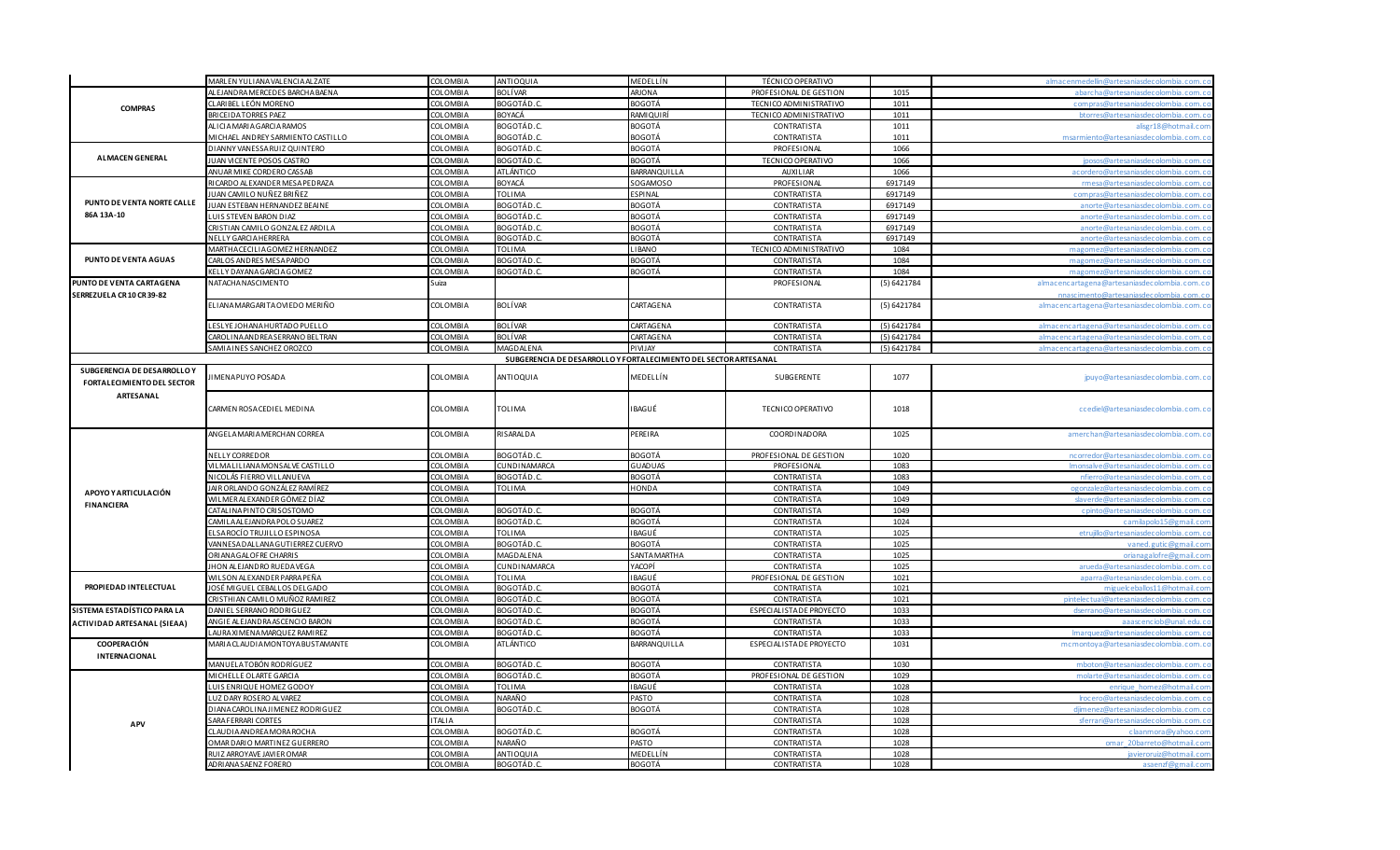| | | | | | | | |
|---|---|---|---|---|---|---|---|
| | MARLEN YULIANA VALENCIA ALZATE | COLOMBIA | ANTIOQUIA | MEDELLÍN | TÉCNICO OPERATIVO | | almacenmedellin@artesaniasdecolombia.com.co |
| COMPRAS | ALEJANDRA MERCEDES BARCHA BAENA | COLOMBIA | BOLÍVAR | ARJONA | PROFESIONAL DE GESTION | 1015 | abarcha@artesaniasdecolombia.com.co |
| | CLARIBEL LEÓN MORENO | COLOMBIA | BOGOTÁ D.C. | BOGOTÁ | TECNICO ADMINISTRATIVO | 1011 | compras@artesaniasdecolombia.com.co |
| | BRICEIDA TORRES PAEZ | COLOMBIA | BOYACÁ | RAMIQUIRÍ | TECNICO ADMINISTRATIVO | 1011 | btorres@artesaniasdecolombia.com.co |
| | ALICIA MARIA GARCIA RAMOS | COLOMBIA | BOGOTÁ D.C. | BOGOTÁ | CONTRATISTA | 1011 | alisgr18@hotmail.com |
| | MICHAEL ANDREY SARMIENTO CASTILLO | COLOMBIA | BOGOTÁ D.C. | BOGOTÁ | CONTRATISTA | 1011 | msarmiento@artesaniasdecolombia.com.co |
| ALMACEN GENERAL | DIANNY VANESSA RUIZ QUINTERO | COLOMBIA | BOGOTÁ D.C. | BOGOTÁ | PROFESIONAL | 1066 | |
| | JUAN VICENTE POSOS CASTRO | COLOMBIA | BOGOTÁ D.C. | BOGOTÁ | TECNICO OPERATIVO | 1066 | jposos@artesaniasdecolombia.com.co |
| | ANUAR MIKE CORDERO CASSAB | COLOMBIA | ATLÁNTICO | BARRANQUILLA | AUXILIAR | 1066 | acordero@artesaniasdecolombia.com.co |
| PUNTO DE VENTA NORTE CALLE 86A 13A-10 | RICARDO ALEXANDER MESA PEDRAZA | COLOMBIA | BOYACÁ | SOGAMOSO | PROFESIONAL | 6917149 | rmesa@artesaniasdecolombia.com.co |
| | JUAN CAMILO NUÑEZ BRIÑEZ | COLOMBIA | TOLIMA | ESPINAL | CONTRATISTA | 6917149 | compras@artesaniasdecolombia.com.co |
| | JUAN ESTEBAN HERNANDEZ BEAINE | COLOMBIA | BOGOTÁ D.C. | BOGOTÁ | CONTRATISTA | 6917149 | anorte@artesaniasdecolombia.com.co |
| | LUIS STEVEN BARON DIAZ | COLOMBIA | BOGOTÁ D.C. | BOGOTÁ | CONTRATISTA | 6917149 | anorte@artesaniasdecolombia.com.co |
| | CRISTIAN CAMILO GONZALEZ ARDILA | COLOMBIA | BOGOTÁ D.C. | BOGOTÁ | CONTRATISTA | 6917149 | anorte@artesaniasdecolombia.com.co |
| | NELLY GARCIA HERRERA | COLOMBIA | BOGOTÁ D.C. | BOGOTÁ | CONTRATISTA | 6917149 | anorte@artesaniasdecolombia.com.co |
| PUNTO DE VENTA AGUAS | MARTHA CECILIA GOMEZ HERNANDEZ | COLOMBIA | TOLIMA | LIBANO | TECNICO ADMINISTRATIVO | 1084 | magomez@artesaniasdecolombia.com.co |
| | CARLOS ANDRES MESA PARDO | COLOMBIA | BOGOTÁ D.C. | BOGOTÁ | CONTRATISTA | 1084 | magomez@artesaniasdecolombia.com.co |
| | KELLY DAYANA GARCIA GOMEZ | COLOMBIA | BOGOTÁ D.C. | BOGOTÁ | CONTRATISTA | 1084 | magomez@artesaniasdecolombia.com.co |
| PUNTO DE VENTA CARTAGENA SERREZUELA CR 10 CR 39-82 | NATACHA NASCIMENTO | Suiza | | | PROFESIONAL | (5) 6421784 | almacencartagena@artesaniasdecolombia.com.co nnascimento@artesaniasdecolombia.com.co |
| | ELIANA MARGARITA OVIEDO MERIÑO | COLOMBIA | BOLÍVAR | CARTAGENA | CONTRATISTA | (5) 6421784 | almacencartagena@artesaniasdecolombia.com.co |
| | LESLYE JOHANA HURTADO PUELLO | COLOMBIA | BOLÍVAR | CARTAGENA | CONTRATISTA | (5) 6421784 | almacencartagena@artesaniasdecolombia.com.co |
| | CAROLINA ANDREA SERRANO BELTRAN | COLOMBIA | BOLÍVAR | CARTAGENA | CONTRATISTA | (5) 6421784 | almacencartagena@artesaniasdecolombia.com.co |
| | SAMIA INES SANCHEZ OROZCO | COLOMBIA | MAGDALENA | PIVIJAY | CONTRATISTA | (5) 6421784 | almacencartagena@artesaniasdecolombia.com.co |
| | **SUBGERENCIA DE DESARROLLO Y FORTALECIMIENTO DEL SECTOR ARTESANAL** | | | | | | |
| SUBGERENCIA DE DESARROLLO Y FORTALECIMIENTO DEL SECTOR ARTESANAL | JIMENA PUYO POSADA | COLOMBIA | ANTIOQUIA | MEDELLÍN | SUBGERENTE | 1077 | jpuyo@artesaniasdecolombia.com.co |
| | CARMEN ROSA CEDIEL MEDINA | COLOMBIA | TOLIMA | IBAGUÉ | TECNICO OPERATIVO | 1018 | ccediel@artesaniasdecolombia.com.co |
| APOYO Y ARTICULACIÓN FINANCIERA | ANGELA MARIA MERCHAN CORREA | COLOMBIA | RISARALDA | PEREIRA | COORDINADORA | 1025 | amerchan@artesaniasdecolombia.com.co |
| | NELLY CORREDOR | COLOMBIA | BOGOTÁ D.C. | BOGOTÁ | PROFESIONAL DE GESTION | 1020 | ncorredor@artesaniasdecolombia.com.co |
| | VILMA LILIANA MONSALVE CASTILLO | COLOMBIA | CUNDINAMARCA | GUADUAS | PROFESIONAL | 1083 | lmonsalve@artesaniasdecolombia.com.co |
| | NICOLÁS FIERRO VILLANUEVA | COLOMBIA | BOGOTÁ D.C. | BOGOTÁ | CONTRATISTA | 1083 | nfierro@artesaniasdecolombia.com.co |
| | JAIR ORLANDO GONZÁLEZ RAMÍREZ | COLOMBIA | TOLIMA | HONDA | CONTRATISTA | 1049 | ogonzalez@artesaniasdecolombia.com.co |
| | WILMER ALEXANDER GÓMEZ DÍAZ | COLOMBIA | | | CONTRATISTA | 1049 | slaverde@artesaniasdecolombia.com.co |
| | CATALINA PINTO CRISOSTOMO | COLOMBIA | BOGOTÁ D.C. | BOGOTÁ | CONTRATISTA | 1049 | cpinto@artesaniasdecolombia.com.co |
| | CAMILA ALEJANDRA POLO SUAREZ | COLOMBIA | BOGOTÁ D.C. | BOGOTÁ | CONTRATISTA | 1024 | camilapolo15@gmail.com |
| | ELSA ROCÍO TRUJILLO ESPINOSA | COLOMBIA | TOLIMA | IBAGUÉ | CONTRATISTA | 1025 | etrujillo@artesaniasdecolombia.com.co |
| | VANNESA DALLANA GUTIERREZ CUERVO | COLOMBIA | BOGOTÁ D.C. | BOGOTÁ | CONTRATISTA | 1025 | vaned.gutic@gmail.com |
| | ORIANA GALOFRE CHARRIS | COLOMBIA | MAGDALENA | SANTA MARTHA | CONTRATISTA | 1025 | orianagalofre@gmail.com |
| | JHON ALEJANDRO RUEDA VEGA | COLOMBIA | CUNDINAMARCA | YACOPÍ | CONTRATISTA | 1025 | arueda@artesaniasdecolombia.com.co |
| PROPIEDAD INTELECTUAL | WILSON ALEXANDER PARRA PEÑA | COLOMBIA | TOLIMA | IBAGUÉ | PROFESIONAL DE GESTION | 1021 | aparra@artesaniasdecolombia.com.co |
| | JOSÉ MIGUEL CEBALLOS DELGADO | COLOMBIA | BOGOTÁ D.C. | BOGOTÁ | CONTRATISTA | 1021 | miguelceballos11@hotmail.com |
| | CRISTHIAN CAMILO MUÑOZ RAMIREZ | COLOMBIA | BOGOTÁ D.C. | BOGOTÁ | CONTRATISTA | 1021 | pintelectual@artesaniasdecolombia.com.co |
| SISTEMA ESTADÍSTICO PARA LA ACTIVIDAD ARTESANAL (SIEAA) | DANIEL SERRANO RODRIGUEZ | COLOMBIA | BOGOTÁ D.C. | BOGOTÁ | ESPECIALISTA DE PROYECTO | 1033 | dserrano@artesaniasdecolombia.com.co |
| | ANGIE ALEJANDRA ASCENCIO BARON | COLOMBIA | BOGOTÁ D.C. | BOGOTÁ | CONTRATISTA | 1033 | aaascenciob@unal.edu.co |
| | LAURA XIMENA MARQUEZ RAMIREZ | COLOMBIA | BOGOTÁ D.C. | BOGOTÁ | CONTRATISTA | 1033 | lmarquez@artesaniasdecolombia.com.co |
| COOPERACIÓN INTERNACIONAL | MARIA CLAUDIA MONTOYA BUSTAMANTE | COLOMBIA | ATLÁNTICO | BARRANQUILLA | ESPECIALISTA DE PROYECTO | 1031 | mcmontoya@artesaniasdecolombia.com.co |
| | MANUELA TOBÓN RODRÍGUEZ | COLOMBIA | BOGOTÁ D.C. | BOGOTÁ | CONTRATISTA | 1030 | mtobon@artesaniasdecolombia.com.co |
| APV | MICHELLE OLARTE GARCIA | COLOMBIA | BOGOTÁ D.C. | BOGOTÁ | PROFESIONAL DE GESTION | 1029 | molarte@artesaniasdecolombia.com.co |
| | LUIS ENRIQUE HOMEZ GODOY | COLOMBIA | TOLIMA | IBAGUÉ | CONTRATISTA | 1028 | enrique_homez@hotmail.com |
| | LUZ DARY ROSERO ALVAREZ | COLOMBIA | NARAÑO | PASTO | CONTRATISTA | 1028 | lrocero@artesaniasdecolombia.com.co |
| | DIANA CAROLINA JIMENEZ RODRIGUEZ | COLOMBIA | BOGOTÁ D.C. | BOGOTÁ | CONTRATISTA | 1028 | djimenez@artesaniasdecolombia.com.co |
| | SARA FERRARI CORTES | ITALIA | | | CONTRATISTA | 1028 | sferrari@artesaniasdecolombia.com.co |
| | CLAUDIA ANDREA MORA ROCHA | COLOMBIA | BOGOTÁ D.C. | BOGOTÁ | CONTRATISTA | 1028 | claanmora@yahoo.com |
| | OMAR DARIO MARTINEZ GUERRERO | COLOMBIA | NARAÑO | PASTO | CONTRATISTA | 1028 | omar_20barreto@hotmail.com |
| | RUIZ ARROYAVE JAVIER OMAR | COLOMBIA | ANTIOQUIA | MEDELLÍN | CONTRATISTA | 1028 | javieroruiz@hotmail.com |
| | ADRIANA SAENZ FORERO | COLOMBIA | BOGOTÁ D.C. | BOGOTÁ | CONTRATISTA | 1028 | asaenzf@gmail.com |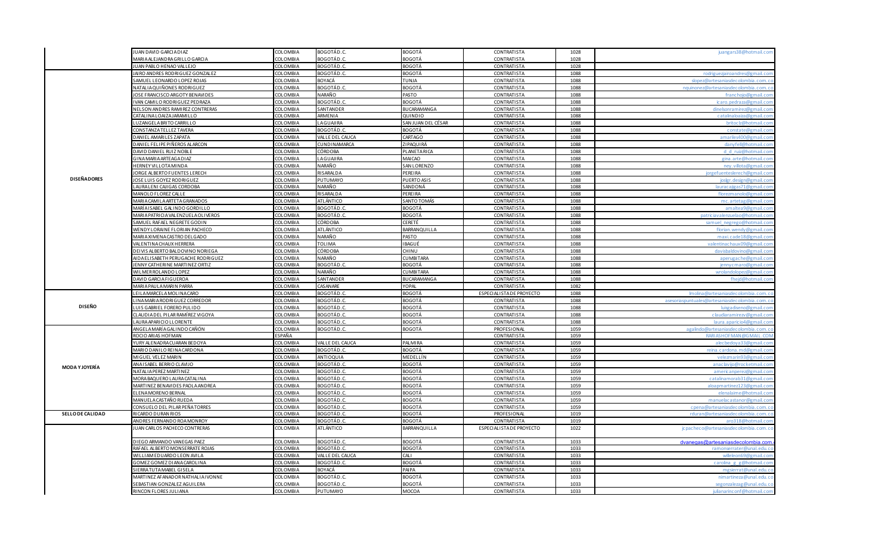| | | | | | | | |
|---|---|---|---|---|---|---|---|
| DISEÑADORES | JUAN DAVID GARCIA DIAZ | COLOMBIA | BOGOTÁ D.C. | BOGOTÁ | CONTRATISTA | 1028 | juangars38@hotmail.com |
| | MARIA ALEJANDRA GRILLO GARCIA | COLOMBIA | BOGOTÁ D.C. | BOGOTÁ | CONTRATISTA | 1028 | |
| | JUAN PABLO HENAO VALLEJO | COLOMBIA | BOGOTÁ D.C. | BOGOTÁ | CONTRATISTA | 1028 | |
| | JAIRO ANDRES RODRIGUEZ GONZALEZ | COLOMBIA | BOGOTÁ D.C. | BOGOTÁ | CONTRATISTA | 1088 | rodriguezjairoandres@gmail.com |
| | SAMUEL LEONARDO LOPEZ ROJAS | COLOMBIA | BOYACÁ | TUNJA | CONTRATISTA | 1088 | slopez@artesaniasdecolombia.com.co |
| | NATALIA QUIÑONES RODRIGUEZ | COLOMBIA | BOGOTÁ D.C. | BOGOTÁ | CONTRATISTA | 1088 | nquinonez@artesaniasdecolombia.com.co |
| | JOSE FRANCISCO ARGOTY BENAVIDES | COLOMBIA | NARAÑO | PASTO | CONTRATISTA | 1088 | franchojo@gmail.com |
| | IVAN CAMILO RODRIGUEZ PEDRAZA | COLOMBIA | BOGOTÁ D.C. | BOGOTÁ | CONTRATISTA | 1088 | icaro.pedraza@gmail.com |
| | NELSON ANDRES RAMIREZ CONTRERAS | COLOMBIA | SANTANDER | BUCARAMANGA | CONTRATISTA | 1088 | dinelsonramirez@gmail.com |
| | CATALINA LOAIZA JARAMILLO | COLOMBIA | ARMENIA | QUINDIO | CONTRATISTA | 1088 | catalinaloaiza@gmail.com |
| | LUZANGELA BRITO CARRILLO | COLOMBIA | LA GUAJIRA | SAN JUAN DEL CÉSAR | CONTRATISTA | 1088 | britoclz@hotmail.com |
| | CONSTANZA TELLEZ TAVERA | COLOMBIA | BOGOTÁ D.C. | BOGOTÁ | CONTRATISTA | 1088 | constate@gmail.com |
| | DANIEL AMARILES ZAPATA | COLOMBIA | VALLE DEL CAUCA | CARTAGO | CONTRATISTA | 1088 | amariles400@gmail.com |
| | DANIEL FELIPE PIÑEROS ALARCON | COLOMBIA | CUNDINAMARCA | ZIPAQUIRÁ | CONTRATISTA | 1088 | danyfe8@hotmail.com |
| | DAVID DANIEL RUIZ NOBLE | COLOMBIA | CÓRDOBA | PLANETA RICA | CONTRATISTA | 1088 | d_d_ruiz@hotmail.com |
| | GINA MARIA ARTEAGA DIAZ | COLOMBIA | LA GUAJIRA | MAICAO | CONTRATISTA | 1088 | gina.arte@hotmail.com |
| | HERNEY VILLOTA MINDA | COLOMBIA | NARAÑO | SAN LORENZO | CONTRATISTA | 1088 | ney.villota@gmail.com |
| | JORGE ALBERTO FUENTES LERECH | COLOMBIA | RISARALDA | PEREIRA | CONTRATISTA | 1088 | jorgefuenteslerech@gmail.com |
| | JOSE LUIS GOYEZ RODRIGUEZ | COLOMBIA | PUTUMAYO | PUERTO ASIS | CONTRATISTA | 1088 | joslgr.design@gmail.com |
| | LAURA LENI CAJIGAS CORDOBA | COLOMBIA | NARAÑO | SANDONÁ | CONTRATISTA | 1088 | lauracajigas71@gmail.com |
| | MANOLO FLOREZ CALLE | COLOMBIA | RISARALDA | PEREIRA | CONTRATISTA | 1088 | florezmanolo@gmail.com |
| | MARIA CAMILA ARTETA GRANADOS | COLOMBIA | ATLÁNTICO | SANTO TOMÁS | CONTRATISTA | 1088 | mc.artetag@gmail.com |
| | MARIA ISABEL GALINDO GORDILLO | COLOMBIA | BOGOTÁ D.C. | BOGOTÁ | CONTRATISTA | 1088 | amaltea9@gmail.com |
| | MARIA PATRICIA VALENZUELA OLIVEROS | COLOMBIA | BOGOTÁ D.C. | BOGOTÁ | CONTRATISTA | 1088 | patriciavalenzuelao@hotmail.com |
| | SAMUEL RAFAEL NEGRETE GODIN | COLOMBIA | CÓRDOBA | CERETÉ | CONTRATISTA | 1088 | samuel_negrego@hotmail.com |
| | WENDY LORAINE FLORIAN PACHECO | COLOMBIA | ATLÁNTICO | BARRANQUILLA | CONTRATISTA | 1088 | florian.wendy@gmail.com |
| | MARIA XIMENA CASTRO DELGADO | COLOMBIA | NARAÑO | PASTO | CONTRATISTA | 1088 | maxi.cade18@gmail.com |
| | VALENTINA CHAUX HERRERA | COLOMBIA | TOLIMA | IBAGUÉ | CONTRATISTA | 1088 | valentinachaux09@gmail.com |
| | DEIVIS ALBERTO BALDOVINO NORIEGA | COLOMBIA | CÓRDOBA | CHINU | CONTRATISTA | 1088 | davisbaldovino@gmail.com |
| | AIDA ELISABETH PERUGACHE RODRIGUEZ | COLOMBIA | NARAÑO | CUMBITARA | CONTRATISTA | 1088 | aperugache@gmail.com |
| | JENNY CATHERINE MARTINEZ ORTIZ | COLOMBIA | BOGOTÁ D.C. | BOGOTÁ | CONTRATISTA | 1088 | jennycmaro@gmail.com |
| | WILMER ROLANDO LOPEZ | COLOMBIA | NARAÑO | CUMBITARA | CONTRATISTA | 1088 | wrolandolopez@gmail.com |
| | DAVID GARCIA FIGUEROA | COLOMBIA | SANTANDER | BUCARAMANGA | CONTRATISTA | 1088 | fhejd@hotmail.com |
| | MARIA PAULA MARIN PARRA | COLOMBIA | CASANARE | YOPAL | CONTRATISTA | 1082 | |
| DISEÑO | LEILA MARCELA MOLINA CARO | COLOMBIA | BOGOTÁ D.C. | BOGOTÁ | ESPECIALISTA DE PROYECTO | 1088 | lmolina@artesaniasdecolombia.com.co |
| | LINA MARIA RODRIGUEZ CORREDOR | COLOMBIA | BOGOTÁ D.C. | BOGOTÁ | CONTRATISTA | 1088 | asesoriaspuntuales@artesaniasdecolombia.com.co |
| | LUIS GABRIEL FORERO PULIDO | COLOMBIA | BOGOTÁ D.C. | BOGOTÁ | CONTRATISTA | 1088 | luisgadiseno@gmail.com |
| | CLAUDIA DEL PILAR RAMÍREZ VIGOYA | COLOMBIA | BOGOTÁ D.C. | BOGOTÁ | CONTRATISTA | 1088 | claudiaramirezv@gmail.com |
| | LAURA APARICIO LLORENTE | COLOMBIA | BOGOTÁ D.C. | BOGOTÁ | CONTRATISTA | 1088 | laura.aparicio4@gmail.com |
| MODA Y JOYERÍA | ANGELA MARÍA GALINDO CAÑÓN | COLOMBIA | BOGOTÁ D.C. | BOGOTÁ | PROFESIONAL | 1059 | agalindo@artesaniasdecolombia.com.co |
| | ROCIO ARIAS HOFMAN | ESPAÑA | | | CONTRATISTA | 1059 | RARIASHOFMAN@GMAIL.COM |
| | YURY ALENA DRACUARAN BEDOYA | COLOMBIA | VALLE DEL CAUCA | PALMIRA | CONTRATISTA | 1059 | alecbedoya33@gmail.com |
| | MARIO DANILO REINA CARDONA | COLOMBIA | BOGOTÁ D.C. | BOGOTÁ | CONTRATISTA | 1059 | reina.cardona.md@gmail.com |
| | MIGUEL VELEZ MARIN | COLOMBIA | ANTIOQUIA | MEDELLÍN | CONTRATISTA | 1059 | velezmarin93@gmail.com |
| | ANA ISABEL BERRIO CLAVIJO | COLOMBIA | BOGOTÁ D.C. | BOGOTÁ | CONTRATISTA | 1059 | anaclavijo@rocketmail.com |
| | NATALIA PEREZ MARTINEZ | COLOMBIA | BOGOTÁ D.C. | BOGOTÁ | CONTRATISTA | 1059 | americanperez@gmail.com |
| | MORA BAQUERO LAURA CATALINA | COLOMBIA | BOGOTÁ D.C. | BOGOTÁ | CONTRATISTA | 1059 | catalinamorab31@gmail.com |
| | MARTINEZ BENAVIDES PAOLA ANDREA | COLOMBIA | BOGOTÁ D.C. | BOGOTÁ | CONTRATISTA | 1059 | aloapmartinez123@gmail.com |
| | ELENA MORENO BERNAL | COLOMBIA | BOGOTÁ D.C. | BOGOTÁ | CONTRATISTA | 1059 | elenalaime@hotmail.com |
| | MANUELA CASTAÑO RUEDA | COLOMBIA | BOGOTÁ D.C. | BOGOTÁ | CONTRATISTA | 1059 | manuelacastanor@gmail.com |
| | CONSUELO DEL PILAR PEÑA TORRES | COLOMBIA | BOGOTÁ D.C. | BOGOTÁ | CONTRATISTA | 1059 | cpena@artesaniasdecolombia.com.co |
| SELLO DE CALIDAD | RICARDO DURAN RIOS | COLOMBIA | BOGOTÁ D.C. | BOGOTÁ | PROFESIONAL | 1019 | rduran@artesaniasdecolombia.com.co |
| | ANDRES FERNANDO ROA MONROY | COLOMBIA | BOGOTÁ D.C. | BOGOTÁ | CONTRATISTA | 1019 | aro318@hotmail.com |
| | JUAN CARLOS PACHECO CONTRERAS | COLOMBIA | ATLÁNTICO | BARRANQUILLA | ESPECIALISTA DE PROYECTO | 1022 | jcpacheco@artesaniasdecolombia.com.co |
| | DIEGO ARMANDO VANEGAS PAEZ | COLOMBIA | BOGOTÁ D.C. | BOGOTÁ | CONTRATISTA | 1033 | dvanegas@artesaniasdecolombia.com. |
| | RAFAEL ALBERTO MONSERRATE ROJAS | COLOMBIA | BOGOTÁ D.C. | BOGOTÁ | CONTRATISTA | 1033 | ramonserrater@unal.edu.co |
| | WILLIAM EDUARDO LEON AVILA | COLOMBIA | VALLE DEL CAUCA | CALI | CONTRATISTA | 1033 | willeleon69@gmail.com |
| | GOMEZ GOMEZ DIANA CAROLINA | COLOMBIA | BOGOTÁ D.C. | BOGOTÁ | CONTRATISTA | 1033 | carolina_g_g@hotmail.com |
| | SIERRA TUTA MABEL GISELA | COLOMBIA | BOYACÁ | PAIPA | CONTRATISTA | 1033 | mgsierrat@unal.edu.co |
| | MARTINEZ AFANADOR NATHALIA IVONNE | COLOMBIA | BOGOTÁ D.C. | BOGOTÁ | CONTRATISTA | 1033 | nimartineza@unal.edu.co |
| | SEBASTIAN GONZALEZ AGUILERA | COLOMBIA | BOGOTÁ D.C. | BOGOTÁ | CONTRATISTA | 1033 | segonzalezag@unal.edu.co |
| | RINCON FLORES JULIANA | COLOMBIA | PUTUMAYO | MOCOA | CONTRATISTA | 1033 | julianarinconf@hotmail.com |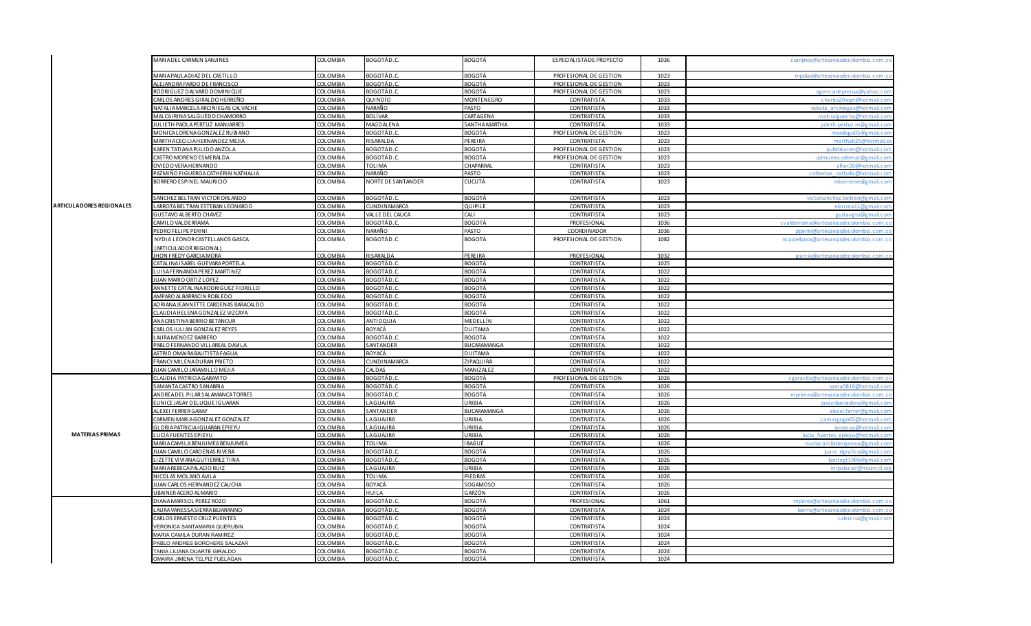| | | | | | | | |
|---|---|---|---|---|---|---|---|
| ARTICULADORES REGIONALES | MARIA DEL CARMEN SANJINES | COLOMBIA | BOGOTÁ D.C. | BOGOTÁ | ESPECIALISTA DE PROYECTO | 1036 | csanjines@artesaniasdecolombia.com.co |
| | MARIA PAULA DIAZ DEL CASTILLO | COLOMBIA | BOGOTÁ D.C. | BOGOTÁ | PROFESIONAL DE GESTION | 1023 | mpdiaz@artesaniasdecolombia.com.co |
| | ALEJANDRA PARDO DE FRANCISCO | COLOMBIA | BOGOTÁ D.C. | BOGOTÁ | PROFESIONAL DE GESTION | 1023 | |
| | RODRIGUEZ DALVARD DOMINIQUE | COLOMBIA | BOGOTÁ D.C. | BOGOTÁ | PROFESIONAL DE GESTION | 1023 | agenciadeprensa@yahoo.com |
| | CARLOS ANDRES GIRALDO HERREÑO | COLOMBIA | QUINDÍO | MONTENEGRO | CONTRATISTA | 1033 | charles20sept@hotmail.com |
| | NATALIA MARCELA ARCINIEGAS CALVACHE | COLOMBIA | NARAÑO | PASTO | CONTRATISTA | 1033 | natalia_arciniegas@hotmail.com |
| | MALCA IRINA SALGUEDO CHAMORRO | COLOMBIA | BOLÍVAR | CARTAGENA | CONTRATISTA | 1033 | malcsalguecha@hotmail.com |
| | JULIETH PAOLA PERTUZ MANJARRES | COLOMBIA | MAGDALENA | SANTHA MARTHA | CONTRATISTA | 1033 | julieth.pertuz.m@gmail.com |
| | MONICA LORENA GONZALEZ RUBIANO | COLOMBIA | BOGOTÁ D.C. | BOGOTÁ | PROFESIONAL DE GESTION | 1023 | monilogo05@gmail.com |
| | MARTHA CECILIA HERNANDEZ MEJIA | COLOMBIA | RISARALDA | PEREIRA | CONTRATISTA | 1023 | marthah25@hotmail.es |
| | KAREN TATIANA PULIDO ANZOLA | COLOMBIA | BOGOTÁ D.C. | BOGOTÁ | PROFESIONAL DE GESTION | 1023 | pulidokaren@hotmail.com |
| | CASTRO MORENO ESMERALDA | COLOMBIA | BOGOTÁ D.C. | BOGOTÁ | PROFESIONAL DE GESTION | 1023 | admonincodemar@gmail.com |
| | OVIEDO VERA HERNANDO | COLOMBIA | TOLIMA | CHAPARRAL | CONTRATISTA | 1023 | alher20@hotmail.com |
| | PAZMIÑO FIGUEROA CATHERIN NATHALIA | COLOMBIA | NARAÑO | PASTO | CONTRATISTA | 1023 | catherine_nathalia@hotmail.com |
| | BORRERO ESPINEL MAURICIO | COLOMBIA | NORTE DE SANTANDER | CUCUTÁ | CONTRATISTA | 1023 | mborreroe@gmail.com |
| | SANCHEZ BELTRAN VICTOR ORLANDO | COLOMBIA | BOGOTÁ D.C. | BOGOTÁ | CONTRATISTA | 1023 | victorsanchez.beltran@gmail.com |
| | LARROTA BELTRAN ESTEBAN LEONARDO | COLOMBIA | CUNDINAMARCA | QUIPILE | CONTRATISTA | 1023 | elarrota11@gmail.com |
| | GUSTAVO ALBERTO CHAVEZ | COLOMBIA | VALLE DEL CAUCA | CALI | CONTRATISTA | 1023 | gustavgto@gmail.com |
| | CAMILO VALDERRAMA | COLOMBIA | BOGOTÁ D.C. | BOGOTÁ | PROFESIONAL | 1036 | cvalderrama@artesaniasdecolombia.com.co |
| | PEDRO FELIPE PERINI | COLOMBIA | NARAÑO | PASTO | COORDINADOR | 1036 | pperini@artesaniasdecolombia.com.co |
| | NYDIA LEONOR CASTELLANOS GASCA (ARTICULADOR REGIONAL) | COLOMBIA | BOGOTÁ D.C. | BOGOTÁ | PROFESIONAL DE GESTION | 1082 | ncastellanos@artesaniasdecolombia.com.co |
| | JHON FREDY GARCIA MORA | COLOMBIA | RISARALDA | PEREIRA | PROFESIONAL | 1032 | jgarcia@artesaniasdecolombia.com.co |
| | CATALINA ISABEL GUEVARA PORTELA | COLOMBIA | BOGOTÁ D.C. | BOGOTÁ | CONTRATISTA | 1025 | |
| | LUISA FERNANDA PEREZ MARTINEZ | COLOMBIA | BOGOTÁ D.C. | BOGOTÁ | CONTRATISTA | 1022 | |
| | JUAN MARIO ORTIZ LOPEZ | COLOMBIA | BOGOTÁ D.C. | BOGOTÁ | CONTRATISTA | 1022 | |
| | ANNETTE CATALINA RODRIGUEZ FIORILLO | COLOMBIA | BOGOTÁ D.C. | BOGOTÁ | CONTRATISTA | 1022 | |
| | AMPARO ALBARRACIN ROBLEDO | COLOMBIA | BOGOTÁ D.C. | BOGOTÁ | CONTRATISTA | 1022 | |
| | ADRIANA JEANNETTE CARDENAS BARACALDO | COLOMBIA | BOGOTÁ D.C. | BOGOTÁ | CONTRATISTA | 1022 | |
| | CLAUDIA HELENA GONZALEZ VIZCAYA | COLOMBIA | BOGOTÁ D.C. | BOGOTÁ | CONTRATISTA | 1022 | |
| | ANA CRISTINA BERRIO BETANCUR | COLOMBIA | ANTIOQUIA | MEDELLÍN | CONTRATISTA | 1022 | |
| | CARLOS JULIAN GONZALEZ REYES | COLOMBIA | BOYACÁ | DUITAMA | CONTRATISTA | 1022 | |
| | LAURA MENDEZ BARRERO | COLOMBIA | BOGOTÁ D.C. | BOGOTÁ | CONTRATISTA | 1022 | |
| | PABLO FERNANDO VILLAREAL DAVILA | COLOMBIA | SANTANDER | BUCARAMANGA | CONTRATISTA | 1022 | |
| | ASTRID OMAIRA BAUTISTA FAGUA | COLOMBIA | BOYACÁ | DUITAMA | CONTRATISTA | 1022 | |
| | FRANCY MILENA DURAN PRIETO | COLOMBIA | CUNDINAMARCA | ZIPAQUIRÁ | CONTRATISTA | 1022 | |
| | JUAN CAMILO JARAMILLO MEJIA | COLOMBIA | CALDAS | MANIZALEZ | CONTRATISTA | 1022 | |
| MATERIAS PRIMAS | CLAUDIA PATRICIA GARAVITO | COLOMBIA | BOGOTÁ D.C. | BOGOTÁ | PROFESIONAL DE GESTION | 1026 | cgaravito@artesaniasdecolombia.com.co |
| | SAMANTA CASTRO SANABRIA | COLOMBIA | BOGOTÁ D.C. | BOGOTÁ | CONTRATISTA | 1026 | sama0810@hotmail.com |
| | ANDREA DEL PILAR SALAMANCA TORRES | COLOMBIA | BOGOTÁ D.C. | BOGOTÁ | CONTRATISTA | 1026 | mprimas@artesaniasdecolombia.com.co |
| | EUNICE JASAY DELUQUE IGUARAN | COLOMBIA | LA GUAJIRA | URIBIA | CONTRATISTA | 1026 | jasaydisenadora@gmail.com |
| | ALEXEI FERRER GARAY | COLOMBIA | SANTANDER | BUCARAMANGA | CONTRATISTA | 1026 | alexei.ferrer@gmail.com |
| | CARMEN MARIA GONZALEZ GONZALEZ | COLOMBIA | LA GUAJIRA | URIBIA | CONTRATISTA | 1026 | camargogo65@hotmail.com |
| | GLORIA PATRICIA IGUARAN EPIEYU | COLOMBIA | LA GUAJIRA | URIBIA | CONTRATISTA | 1026 | iyosmaa@hotmail.com |
| | LUCIA FUENTES EPIEYU | COLOMBIA | LA GUAJIRA | URIBIA | CONTRATISTA | 1026 | lucia_fuentes_epieyu@hotmail.com |
| | MARIA CAMILA BENJUMEA BENJUMEA | COLOMBIA | TOLIMA | IBAGUÉ | CONTRATISTA | 1026 | mariacamilabenjumea@gmail.com |
| | JUAN CAMILO CARDENAS RIVERA | COLOMBIA | BOGOTÁ D.C. | BOGOTÁ | CONTRATISTA | 1026 | juanc.dgrafico@gmail.com |
| | LIZETTE VIVIANA GUTIERREZ TIRIA | COLOMBIA | BOGOTÁ D.C. | BOGOTÁ | CONTRATISTA | 1026 | lizettegt1986@gmail.com |
| | MARIA REBECA PALACIO RUIZ | COLOMBIA | LA GUAJIRA | URIBIA | CONTRATISTA | 1026 | mrpalacior@misincol.org |
| | NICOLAS MOLANO AVILA | COLOMBIA | TOLIMA | PIEDRAS | CONTRATISTA | 1026 | |
| | JUAN CARLOS HERNANDEZ CAUCHA | COLOMBIA | BOYACÁ | SOGAMOSO | CONTRATISTA | 1026 | |
| | UBAINER ACERO ALMARIO | COLOMBIA | HUILA | GARZÓN | CONTRATISTA | 1026 | |
| | DIANA MARISOL PEREZ ROZO | COLOMBIA | BOGOTÁ D.C. | BOGOTÁ | PROFESIONAL | 1061 | mperez@artesaniasdecolombia.com.co |
| | LAURA VANESSA SIERRA BEJARANNO | COLOMBIA | BOGOTÁ D.C. | BOGOTÁ | CONTRATISTA | 1024 | lsierra@artesaniasdecolombia.com.co |
| | CARLOS ERNESTO CRUZ PUENTES | COLOMBIA | BOGOTÁ D.C. | BOGOTÁ | CONTRATISTA | 1024 | calercruz@gmail.com |
| | VERONICA SANTAMARIA QUERUBIN | COLOMBIA | BOGOTÁ D.C. | BOGOTÁ | CONTRATISTA | 1024 | |
| | MARIA CAMILA DURAN RAMIREZ | COLOMBIA | BOGOTÁ D.C. | BOGOTÁ | CONTRATISTA | 1024 | |
| | PABLO ANDRES BORCHERS SALAZAR | COLOMBIA | BOGOTÁ D.C. | BOGOTÁ | CONTRATISTA | 1024 | |
| | TANIA LILIANA DUARTE GIRALDO | COLOMBIA | BOGOTÁ D.C. | BOGOTÁ | CONTRATISTA | 1024 | |
| | OMAIRA JIMENA TELPIZ FUELAGAN | COLOMBIA | BOGOTÁ D.C. | BOGOTÁ | CONTRATISTA | 1024 | |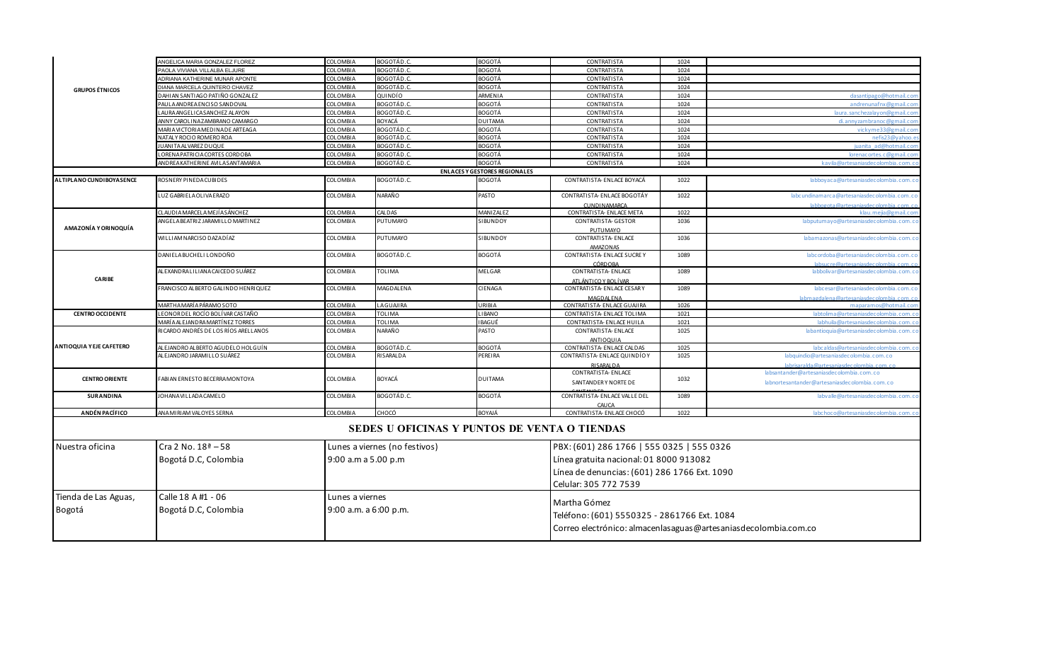| | | | | | | | |
|---|---|---|---|---|---|---|---|
| **GRUPOS ÉTNICOS** | ANGELICA MARIA GONZALEZ FLOREZ | COLOMBIA | BOGOTÁ D.C. | BOGOTÁ | CONTRATISTA | 1024 | |
| | PAOLA VIVIANA VILLALBA ELJURE | COLOMBIA | BOGOTÁ D.C. | BOGOTÁ | CONTRATISTA | 1024 | |
| | ADRIANA KATHERINE MUNAR APONTE | COLOMBIA | BOGOTÁ D.C. | BOGOTÁ | CONTRATISTA | 1024 | |
| | DIANA MARCELA QUINTERO CHAVEZ | COLOMBIA | BOGOTÁ D.C. | BOGOTÁ | CONTRATISTA | 1024 | |
| | DAHIAN SANTIAGO PATIÑO GONZALEZ | COLOMBIA | QUINDÍO | ARMENIA | CONTRATISTA | 1024 | dasantipago@hotmail.com |
| | PAULA ANDREA ENCISO SANDOVAL | COLOMBIA | BOGOTÁ D.C. | BOGOTÁ | CONTRATISTA | 1024 | andrenunafnx@gmail.com |
| | LAURA ANGELICA SANCHEZ ALAYON | COLOMBIA | BOGOTÁ D.C. | BOGOTÁ | CONTRATISTA | 1024 | laura.sanchezalayon@gmail.com |
| | ANNY CAROLINA ZAMBRANO CAMARGO | COLOMBIA | BOYACÁ | DUITAMA | CONTRATISTA | 1024 | di.annyzambranoc@gmail.com |
| | MARIA VICTORIA MEDINA DE ARTEAGA | COLOMBIA | BOGOTÁ D.C. | BOGOTÁ | CONTRATISTA | 1024 | vickyme33@gmail.com |
| | NATALY ROCIO ROMERO ROA | COLOMBIA | BOGOTÁ D.C. | BOGOTÁ | CONTRATISTA | 1024 | nefis23@yahoo.es |
| | JUANITA ALVAREZ DUQUE | COLOMBIA | BOGOTÁ D.C. | BOGOTÁ | CONTRATISTA | 1024 | juanita_ad@hotmail.com |
| | LORENA PATRICIA CORTES CORDOBA | COLOMBIA | BOGOTÁ D.C. | BOGOTÁ | CONTRATISTA | 1024 | lorenacortes.c@gmail.com |
| | ANDREA KATHERINE AVILA SANTAMARIA | COLOMBIA | BOGOTÁ D.C. | BOGOTÁ | CONTRATISTA | 1024 | kavila@artesaniasdecolombia.com.co |
| | | | | **ENLACES Y GESTORES REGIONALES** | | | |
| **ALTIPLANO CUNDIBOYASENCE** | ROSNERY PINEDA CUBIDES | COLOMBIA | BOGOTÁ D.C. | BOGOTÁ | CONTRATISTA- ENLACE BOYACÁ | 1022 | labboyaca@artesaniasdecolombia.com.co |
| | LUZ GABRIELA OLIVA ERAZO | COLOMBIA | NARIÑO | PASTO | CONTRATISTA- ENLACE BOGOTÁ Y CUNDINAMARCA | 1022 | labcundinamarca@artesaniasdecolombia.com.co labbogota@artesaniasdecolombia.com.co |
| **AMAZONÍA Y ORINOQUÍA** | CLAUDIA MARCELA MEJÍA SÁNCHEZ | COLOMBIA | CALDAS | MANIZALEZ | CONTRATISTA- ENLACE META | 1022 | klau.mejia@gmail.com |
| | ANGELA BEATRIZ JARAMILLO MARTINEZ | COLOMBIA | PUTUMAYO | SIBUNDOY | CONTRATISTA- GESTOR PUTUMAYO | 1036 | labputumayo@artesaniasdecolombia.com.co |
| | WILLIAM NARCISO DAZA DÍAZ | COLOMBIA | PUTUMAYO | SIBUNDOY | CONTRATISTA- ENLACE AMAZONAS | 1036 | labamazonas@artesaniasdecolombia.com.co |
| **CARIBE** | DANIELA BUCHELI LONDOÑO | COLOMBIA | BOGOTÁ D.C. | BOGOTÁ | CONTRATISTA- ENLACE SUCRE Y CÓRDOBA | 1089 | labcordoba@artesaniasdecolombia.com.co labsucre@artesaniasdecolombia.com.co |
| | ALEXANDRA LILIANA CAICEDO SUÁREZ | COLOMBIA | TOLIMA | MELGAR | CONTRATISTA- ENLACE ATLÁNTICO Y BOLÍVAR | 1089 | labbolivar@artesaniasdecolombia.com.co |
| | FRANCISCO ALBERTO GALINDO HENRIQUEZ | COLOMBIA | MAGDALENA | CIENAGA | CONTRATISTA- ENLACE CESAR Y MAGDALENA | 1089 | labcesar@artesaniasdecolombia.com.co labmagdalena@artesaniasdecolombia.com.co |
| | MARTHA MARÍA PÁRAMO SOTO | COLOMBIA | LA GUAJIRA | URIBIA | CONTRATISTA- ENLACE GUAJIRA | 1026 | maparamos@hotmail.com |
| **CENTRO OCCIDENTE** | LEONOR DEL ROCÍO BOLÍVAR CASTAÑO | COLOMBIA | TOLIMA | LIBANO | CONTRATISTA- ENLACE TOLIMA | 1021 | labtolima@artesaniasdecolombia.com.co |
| | MARÍA ALEJANDRA MARTÍNEZ TORRES | COLOMBIA | TOLIMA | IBAGUÉ | CONTRATISTA- ENLACE HUILA | 1021 | labhuila@artesaniasdecolombia.com.co |
| **ANTIOQUIA Y EJE CAFETERO** | RICARDO ANDRÉS DE LOS RÍOS ARELLANOS | COLOMBIA | NARIÑO | PASTO | CONTRATISTA- ENLACE ANTIOQUIA | 1025 | labantioquia@artesaniasdecolombia.com.co |
| | ALEJANDRO ALBERTO AGUDELO HOLGUÍN | COLOMBIA | BOGOTÁ D.C. | BOGOTÁ | CONTRATISTA- ENLACE CALDAS | 1025 | labcaldas@artesaniasdecolombia.com.co |
| | ALEJANDRO JARAMILLO SUÁREZ | COLOMBIA | RISARALDA | PEREIRA | CONTRATISTA- ENLACE QUINDÍO Y RISARALDA | 1025 | labquindio@artesaniasdecolombia.com.co labrisaralda@artesaniasdecolombia.com.co |
| **CENTRO ORIENTE** | FABIAN ERNESTO BECERRA MONTOYA | COLOMBIA | BOYACÁ | DUITAMA | CONTRATISTA- ENLACE SANTANDER Y NORTE DE SANTANDER | 1032 | labsantander@artesaniasdecolombia.com.co labnortesantander@artesaniasdecolombia.com.co |
| **SUR ANDINA** | JOHANA VILLADA CAMELO | COLOMBIA | BOGOTÁ D.C. | BOGOTÁ | CONTRATISTA- ENLACE VALLE DEL CAUCA | 1089 | labvalle@artesaniasdecolombia.com.co |
| **ANDÉN PACÍFICO** | ANA MIRIAM VALOYES SERNA | COLOMBIA | CHOCÓ | BOYAJÁ | CONTRATISTA- ENLACE CHOCÓ | 1022 | labchoco@artesaniasdecolombia.com.co |

## SEDES U OFICINAS Y PUNTOS DE VENTA O TIENDAS

| | | | |
|---|---|---|---|
| Nuestra oficina | Cra 2 No. 18ª – 58<br>Bogotá D.C, Colombia | Lunes a viernes (no festivos)<br>9:00 a.m a 5.00 p.m | PBX: (601) 286 1766 \| 555 0325 \| 555 0326<br>Línea gratuita nacional: 01 8000 913082<br>Línea de denuncias: (601) 286 1766 Ext. 1090<br>Celular: 305 772 7539 |
| Tienda de Las Aguas, Bogotá | Calle 18 A #1 - 06<br>Bogotá D.C, Colombia | Lunes a viernes<br>9:00 a.m. a 6:00 p.m. | Martha Gómez<br>Teléfono: (601) 5550325 - 2861766 Ext. 1084<br>Correo electrónico: almacenlasaguas@artesaniasdecolombia.com.co |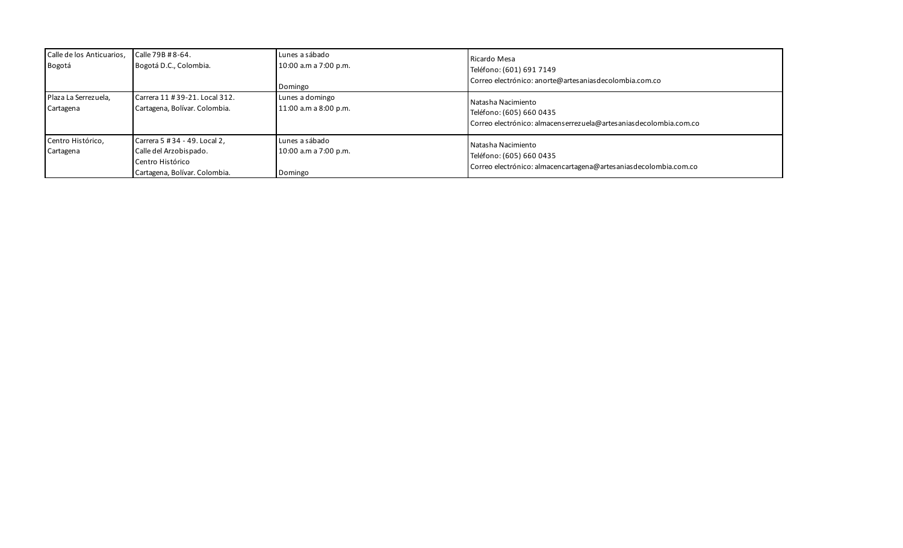| | | | |
|---|---|---|---|
| Calle de los Anticuarios, Bogotá | Calle 79B # 8-64. Bogotá D.C., Colombia. | Lunes a sábado 10:00 a.m a 7:00 p.m. Domingo | Ricardo Mesa Teléfono: (601) 691 7149 Correo electrónico: anorte@artesaniasdecolombia.com.co |
| Plaza La Serrezuela, Cartagena | Carrera 11 # 39-21. Local 312. Cartagena, Bolívar. Colombia. | Lunes a domingo 11:00 a.m a 8:00 p.m. | Natasha Nacimiento Teléfono: (605) 660 0435 Correo electrónico: almacenserrezuela@artesaniasdecolombia.com.co |
| Centro Histórico, Cartagena | Carrera 5 # 34 - 49. Local 2, Calle del Arzobispado. Centro Histórico Cartagena, Bolívar. Colombia. | Lunes a sábado 10:00 a.m a 7:00 p.m. Domingo | Natasha Nacimiento Teléfono: (605) 660 0435 Correo electrónico: almacencartagena@artesaniasdecolombia.com.co |